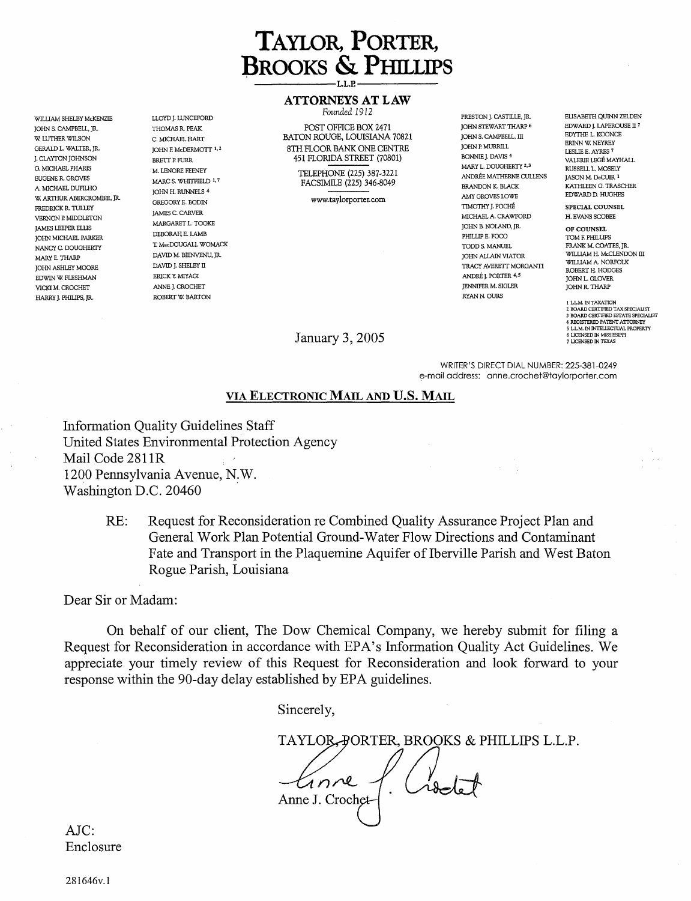# TAYLOR, PORTER, BROOKS & PHILLIPS

L.L.P.

**ATTORNEYS AT LAW**

*Founded 1912*

POST OFFICE BOX 2471
BATON ROUGE, LOUISIANA 70821
8TH FLOOR BANK ONE CENTRE
451 FLORIDA STREET (70801)

TELEPHONE (225) 387-3221
FACSIMILE (225) 346-8049

www.taylorporter.com

WILLIAM SHELBY McKENZIE
JOHN S. CAMPBELL, JR.
W. LUTHER WILSON
GERALD L. WALTER, JR.
J. CLAYTON JOHNSON
G. MICHAEL PHARIS
EUGENE R. GROVES
A. MICHAEL DUFILHO
W. ARTHUR ABERCROMBIE, JR.
FREDRICK R. TULLEY
VERNON P. MIDDLETON
JAMES LEEPER ELLIS
JOHN MICHAEL PARKER
NANCY C. DOUGHERTY
MARY E. THARP
JOHN ASHLEY MOORE
EDWIN W. FLESHMAN
VICKI M. CROCHET
HARRY J. PHILIPS, JR.

LLOYD J. LUNCEFORD
THOMAS R. PEAK
C. MICHAEL HART
JOHN F. McDERMOTT [1,2]
BRETT P. FURR
M. LENORE FEENEY
MARC S. WHITFIELD [1,7]
JOHN H. RUNNELS [4]
GREGORY E. BODIN
JAMES C. CARVER
MARGARET L. TOOKE
DEBORAH E. LAMB
T. MacDOUGALL WOMACK
DAVID M. BIENVENU, JR.
DAVID J. SHELBY II
ERICK Y. MIYAGI
ANNE J. CROCHET
ROBERT W. BARTON

PRESTON J. CASTILLE, JR.
JOHN STEWART THARP [6]
JOHN S. CAMPBELL, III
JOHN P. MURRILL
BONNIE J. DAVIS [4]
MARY L. DOUGHERTY [2,3]
ANDRÉE MATHERNE CULLENS
BRANDON K. BLACK
AMY GROVES LOWE
TIMOTHY J. POCHÉ
MICHAEL A. CRAWFORD
JOHN B. NOLAND, JR.
PHILLIP E. FOCO
TODD S. MANUEL
JOHN ALLAIN VIATOR
TRACY AVERETT MORGANTI
ANDRÉ J. PORTER [4,5]
JENNIFER M. SIGLER
RYAN N. OURS

ELISABETH QUINN ZELDEN
EDWARD J. LAPEROUSE II [7]
EDYTHE L. KOONCE
ERINN W. NEYREY
LESLIE E. AYRES [7]
VALERIE LEGÉ MAYHALL
RUSSELL L. MOSELY
JASON M. DeCUIR [1]
KATHLEEN G. TRASCHER
EDWARD D. HUGHES

**SPECIAL COUNSEL**
H. EVANS SCOBEE

**OF COUNSEL**
TOM F. PHILLIPS
FRANK M. COATES, JR.
WILLIAM H. McCLENDON III
WILLIAM A. NORFOLK
ROBERT H. HODGES
JOHN L. GLOVER
JOHN R. THARP

1 LL.M. IN TAXATION
2 BOARD CERTIFIED TAX SPECIALIST
3 BOARD CERTIFIED ESTATE SPECIALIST
4 REGISTERED PATENT ATTORNEY
5 LL.M. IN INTELLECTUAL PROPERTY
6 LICENSED IN MISSISSIPPI
7 LICENSED IN TEXAS

January 3, 2005

WRITER'S DIRECT DIAL NUMBER: 225-381-0249
e-mail address: anne.crochet@taylorporter.com

**VIA ELECTRONIC MAIL AND U.S. MAIL**

Information Quality Guidelines Staff
United States Environmental Protection Agency
Mail Code 2811R
1200 Pennsylvania Avenue, N.W.
Washington D.C. 20460

RE: Request for Reconsideration re Combined Quality Assurance Project Plan and General Work Plan Potential Ground-Water Flow Directions and Contaminant Fate and Transport in the Plaquemine Aquifer of Iberville Parish and West Baton Rogue Parish, Louisiana

Dear Sir or Madam:

On behalf of our client, The Dow Chemical Company, we hereby submit for filing a Request for Reconsideration in accordance with EPA's Information Quality Act Guidelines. We appreciate your timely review of this Request for Reconsideration and look forward to your response within the 90-day delay established by EPA guidelines.

Sincerely,

TAYLOR, PORTER, BROOKS & PHILLIPS L.L.P.

Anne J. Crochet

AJC:
Enclosure

281646v.1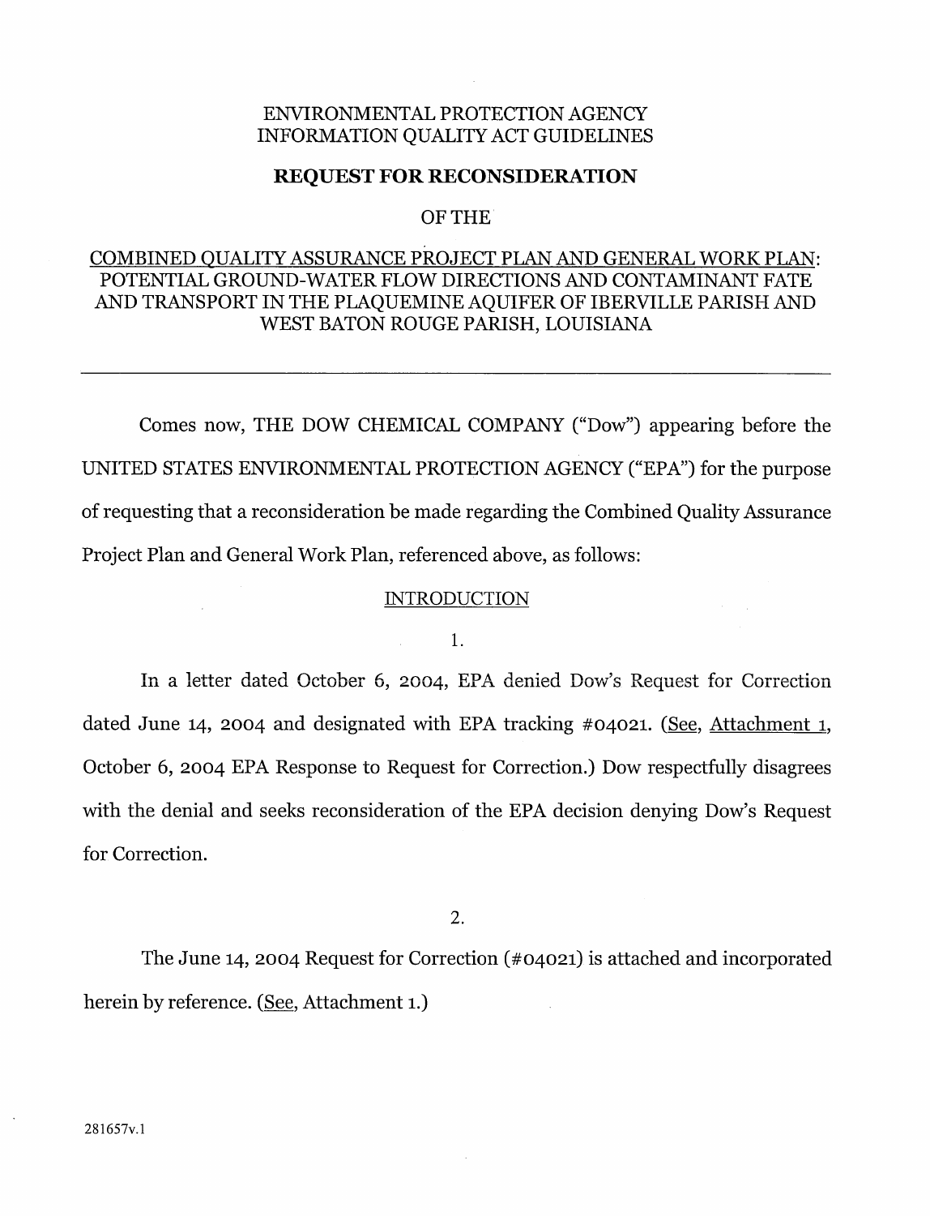ENVIRONMENTAL PROTECTION AGENCY
INFORMATION QUALITY ACT GUIDELINES

**REQUEST FOR RECONSIDERATION**

OF THE

COMBINED QUALITY ASSURANCE PROJECT PLAN AND GENERAL WORK PLAN: POTENTIAL GROUND-WATER FLOW DIRECTIONS AND CONTAMINANT FATE AND TRANSPORT IN THE PLAQUEMINE AQUIFER OF IBERVILLE PARISH AND WEST BATON ROUGE PARISH, LOUISIANA

---

Comes now, THE DOW CHEMICAL COMPANY ("Dow") appearing before the UNITED STATES ENVIRONMENTAL PROTECTION AGENCY ("EPA") for the purpose of requesting that a reconsideration be made regarding the Combined Quality Assurance Project Plan and General Work Plan, referenced above, as follows:

INTRODUCTION

1.

In a letter dated October 6, 2004, EPA denied Dow's Request for Correction dated June 14, 2004 and designated with EPA tracking #04021. (See, Attachment 1, October 6, 2004 EPA Response to Request for Correction.) Dow respectfully disagrees with the denial and seeks reconsideration of the EPA decision denying Dow's Request for Correction.

2.

The June 14, 2004 Request for Correction (#04021) is attached and incorporated herein by reference. (See, Attachment 1.)

281657v.1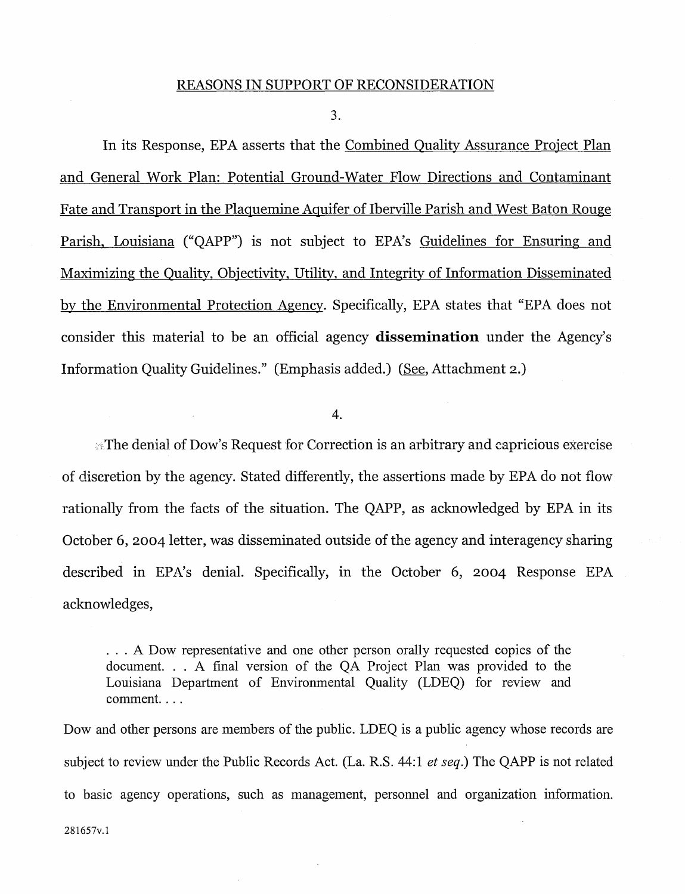## REASONS IN SUPPORT OF RECONSIDERATION

3.

In its Response, EPA asserts that the Combined Quality Assurance Project Plan and General Work Plan: Potential Ground-Water Flow Directions and Contaminant Fate and Transport in the Plaquemine Aquifer of Iberville Parish and West Baton Rouge Parish, Louisiana ("QAPP") is not subject to EPA's Guidelines for Ensuring and Maximizing the Quality, Objectivity, Utility, and Integrity of Information Disseminated by the Environmental Protection Agency. Specifically, EPA states that "EPA does not consider this material to be an official agency **dissemination** under the Agency's Information Quality Guidelines." (Emphasis added.) (See, Attachment 2.)

4.

The denial of Dow's Request for Correction is an arbitrary and capricious exercise of discretion by the agency. Stated differently, the assertions made by EPA do not flow rationally from the facts of the situation. The QAPP, as acknowledged by EPA in its October 6, 2004 letter, was disseminated outside of the agency and interagency sharing described in EPA's denial. Specifically, in the October 6, 2004 Response EPA acknowledges,

> . . . A Dow representative and one other person orally requested copies of the document. . . A final version of the QA Project Plan was provided to the Louisiana Department of Environmental Quality (LDEQ) for review and comment. . . .

Dow and other persons are members of the public. LDEQ is a public agency whose records are subject to review under the Public Records Act. (La. R.S. 44:1 *et seq.*) The QAPP is not related to basic agency operations, such as management, personnel and organization information.

281657v.1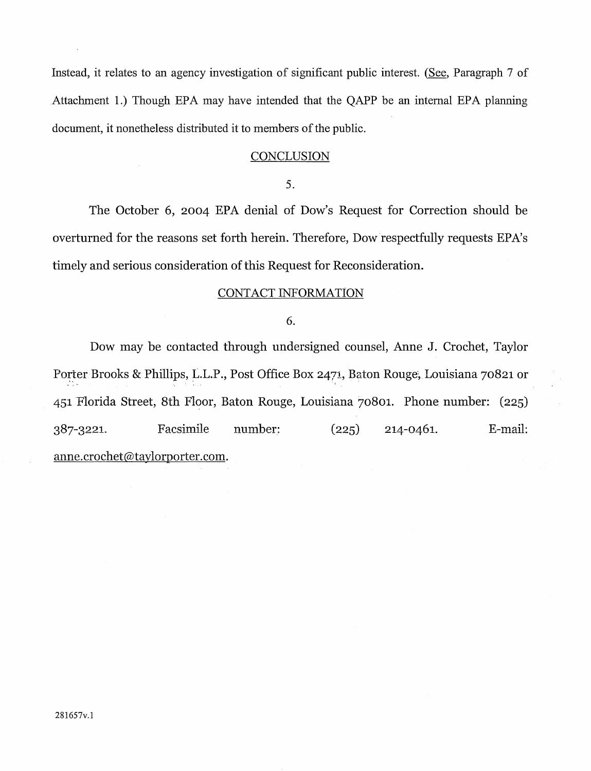Instead, it relates to an agency investigation of significant public interest. (See, Paragraph 7 of Attachment 1.) Though EPA may have intended that the QAPP be an internal EPA planning document, it nonetheless distributed it to members of the public.

## CONCLUSION

5.

The October 6, 2004 EPA denial of Dow's Request for Correction should be overturned for the reasons set forth herein. Therefore, Dow respectfully requests EPA's timely and serious consideration of this Request for Reconsideration.

## CONTACT INFORMATION

6.

Dow may be contacted through undersigned counsel, Anne J. Crochet, Taylor Porter Brooks & Phillips, L.L.P., Post Office Box 2471, Baton Rouge, Louisiana 70821 or 451 Florida Street, 8th Floor, Baton Rouge, Louisiana 70801. Phone number: (225) 387-3221. Facsimile number: (225) 214-0461. E-mail: anne.crochet@taylorporter.com.

281657v.1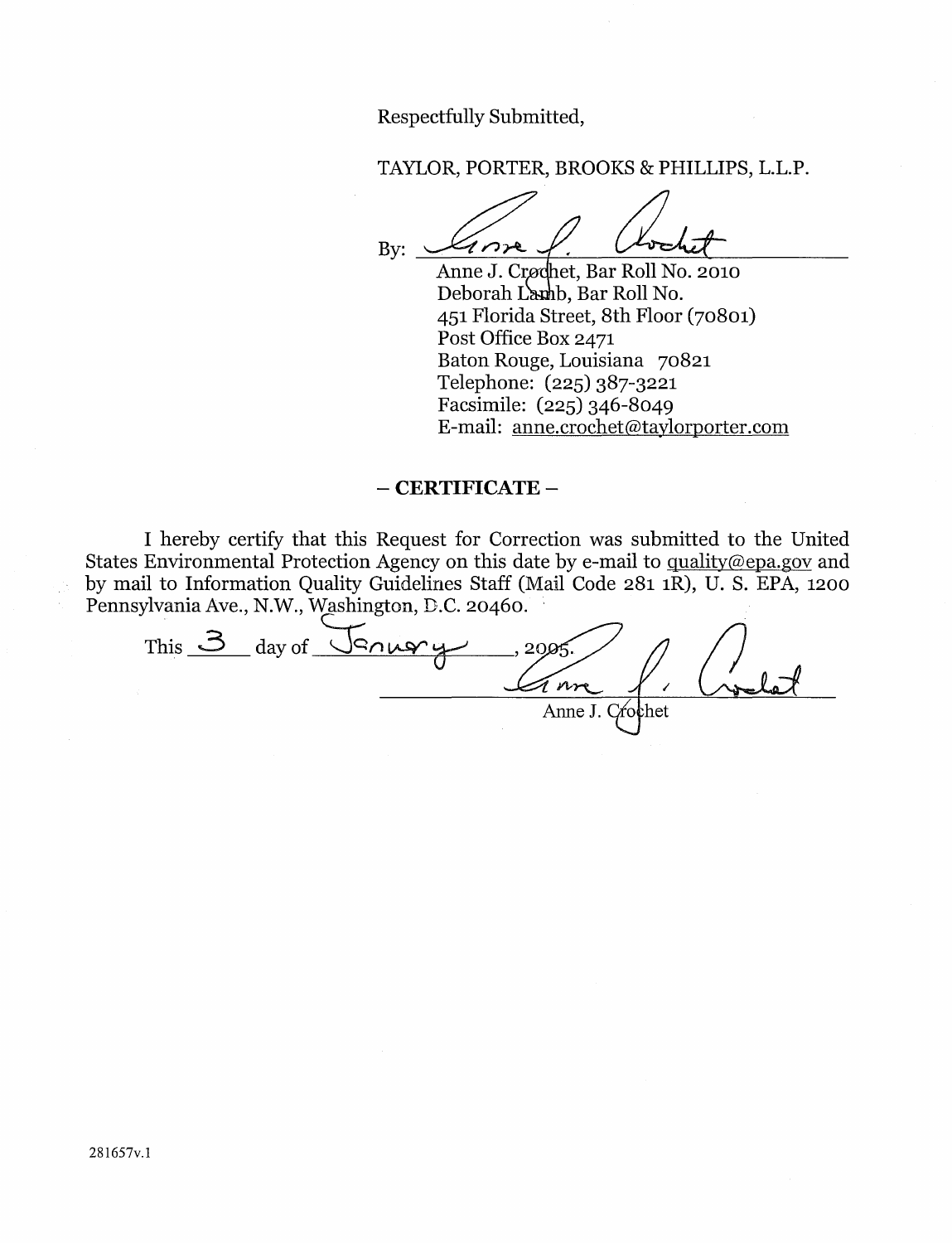Respectfully Submitted,

TAYLOR, PORTER, BROOKS & PHILLIPS, L.L.P.

By: ______________________________

Anne J. Crochet, Bar Roll No. 2010
Deborah Lamb, Bar Roll No.
451 Florida Street, 8th Floor (70801)
Post Office Box 2471
Baton Rouge, Louisiana 70821
Telephone: (225) 387-3221
Facsimile: (225) 346-8049
E-mail: anne.crochet@taylorporter.com

## – CERTIFICATE –

I hereby certify that this Request for Correction was submitted to the United States Environmental Protection Agency on this date by e-mail to quality@epa.gov and by mail to Information Quality Guidelines Staff (Mail Code 281 1R), U. S. EPA, 1200 Pennsylvania Ave., N.W., Washington, D.C. 20460.

This 3 day of January, 2005.

______________________________
Anne J. Crochet

281657v.1